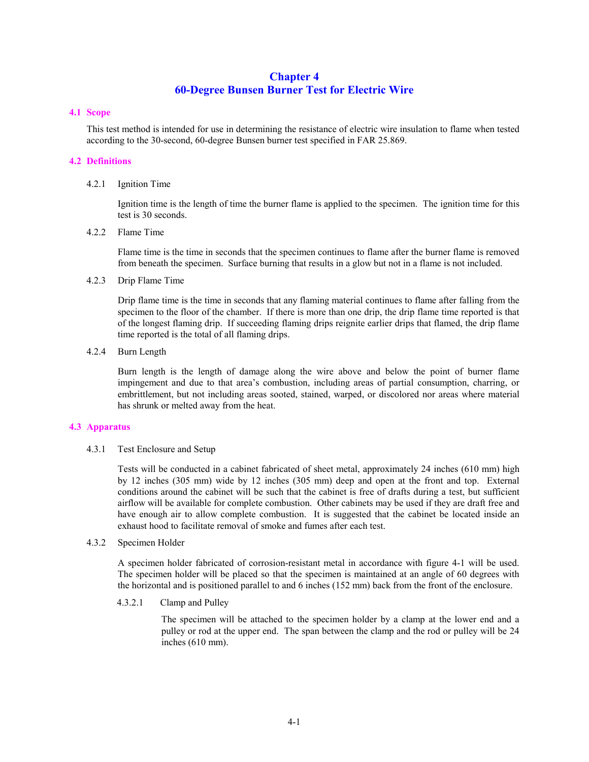# Chapter 4
# 60-Degree Bunsen Burner Test for Electric Wire

## 4.1 Scope

This test method is intended for use in determining the resistance of electric wire insulation to flame when tested according to the 30-second, 60-degree Bunsen burner test specified in FAR 25.869.

## 4.2 Definitions

### 4.2.1 Ignition Time

Ignition time is the length of time the burner flame is applied to the specimen. The ignition time for this test is 30 seconds.

### 4.2.2 Flame Time

Flame time is the time in seconds that the specimen continues to flame after the burner flame is removed from beneath the specimen. Surface burning that results in a glow but not in a flame is not included.

### 4.2.3 Drip Flame Time

Drip flame time is the time in seconds that any flaming material continues to flame after falling from the specimen to the floor of the chamber. If there is more than one drip, the drip flame time reported is that of the longest flaming drip. If succeeding flaming drips reignite earlier drips that flamed, the drip flame time reported is the total of all flaming drips.

### 4.2.4 Burn Length

Burn length is the length of damage along the wire above and below the point of burner flame impingement and due to that area's combustion, including areas of partial consumption, charring, or embrittlement, but not including areas sooted, stained, warped, or discolored nor areas where material has shrunk or melted away from the heat.

## 4.3 Apparatus

### 4.3.1 Test Enclosure and Setup

Tests will be conducted in a cabinet fabricated of sheet metal, approximately 24 inches (610 mm) high by 12 inches (305 mm) wide by 12 inches (305 mm) deep and open at the front and top. External conditions around the cabinet will be such that the cabinet is free of drafts during a test, but sufficient airflow will be available for complete combustion. Other cabinets may be used if they are draft free and have enough air to allow complete combustion. It is suggested that the cabinet be located inside an exhaust hood to facilitate removal of smoke and fumes after each test.

### 4.3.2 Specimen Holder

A specimen holder fabricated of corrosion-resistant metal in accordance with figure 4-1 will be used. The specimen holder will be placed so that the specimen is maintained at an angle of 60 degrees with the horizontal and is positioned parallel to and 6 inches (152 mm) back from the front of the enclosure.

#### 4.3.2.1 Clamp and Pulley

The specimen will be attached to the specimen holder by a clamp at the lower end and a pulley or rod at the upper end. The span between the clamp and the rod or pulley will be 24 inches (610 mm).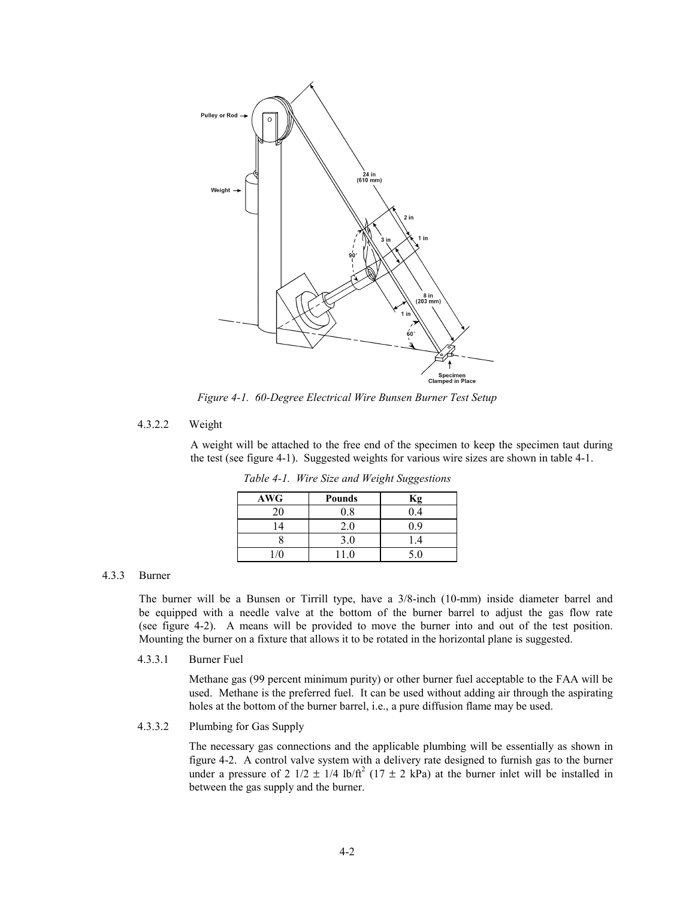*Figure 4-1. 60-Degree Electrical Wire Bunsen Burner Test Setup*

4.3.2.2 Weight

A weight will be attached to the free end of the specimen to keep the specimen taut during the test (see figure 4-1). Suggested weights for various wire sizes are shown in table 4-1.

*Table 4-1. Wire Size and Weight Suggestions*

| AWG | Pounds | Kg |
|---|---|---|
| 20 | 0.8 | 0.4 |
| 14 | 2.0 | 0.9 |
| 8 | 3.0 | 1.4 |
| 1/0 | 11.0 | 5.0 |

4.3.3 Burner

The burner will be a Bunsen or Tirrill type, have a 3/8-inch (10-mm) inside diameter barrel and be equipped with a needle valve at the bottom of the burner barrel to adjust the gas flow rate (see figure 4-2). A means will be provided to move the burner into and out of the test position. Mounting the burner on a fixture that allows it to be rotated in the horizontal plane is suggested.

4.3.3.1 Burner Fuel

Methane gas (99 percent minimum purity) or other burner fuel acceptable to the FAA will be used. Methane is the preferred fuel. It can be used without adding air through the aspirating holes at the bottom of the burner barrel, i.e., a pure diffusion flame may be used.

4.3.3.2 Plumbing for Gas Supply

The necessary gas connections and the applicable plumbing will be essentially as shown in figure 4-2. A control valve system with a delivery rate designed to furnish gas to the burner under a pressure of 2 1/2 ± 1/4 lb/ft$^2$ (17 ± 2 kPa) at the burner inlet will be installed in between the gas supply and the burner.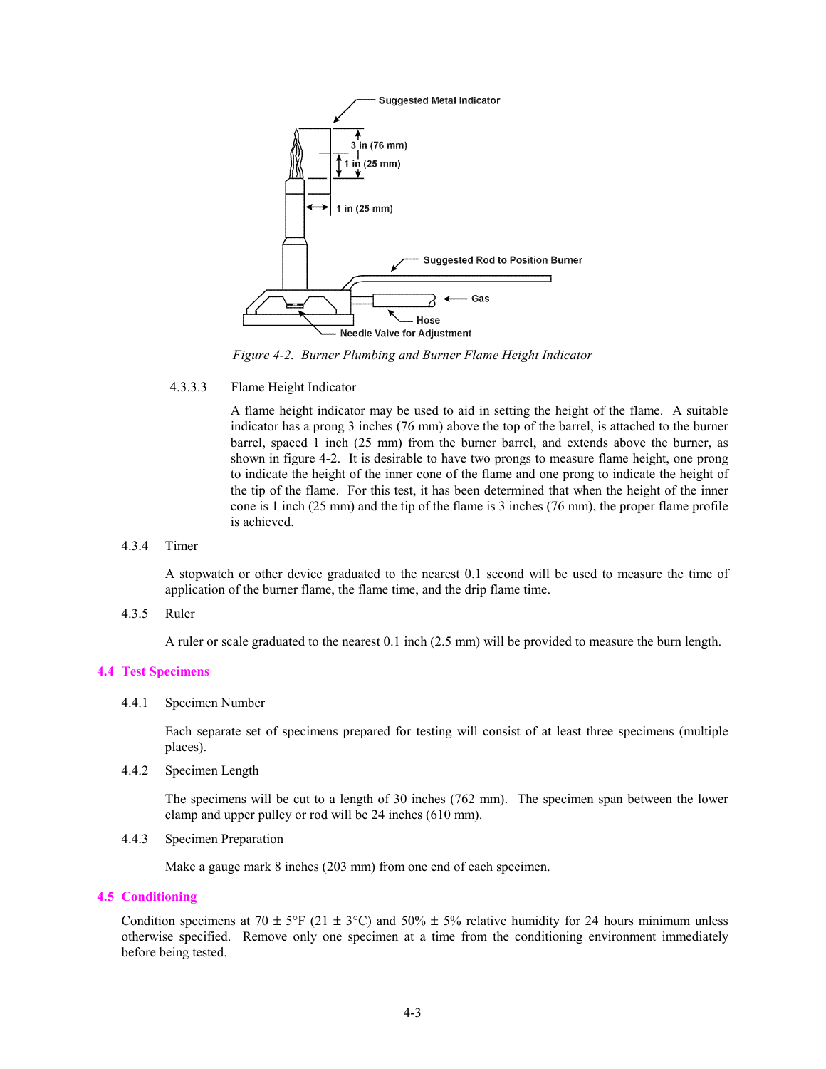*Figure 4-2. Burner Plumbing and Burner Flame Height Indicator*

#### 4.3.3.3 Flame Height Indicator

A flame height indicator may be used to aid in setting the height of the flame. A suitable indicator has a prong 3 inches (76 mm) above the top of the barrel, is attached to the burner barrel, spaced 1 inch (25 mm) from the burner barrel, and extends above the burner, as shown in figure 4-2. It is desirable to have two prongs to measure flame height, one prong to indicate the height of the inner cone of the flame and one prong to indicate the height of the tip of the flame. For this test, it has been determined that when the height of the inner cone is 1 inch (25 mm) and the tip of the flame is 3 inches (76 mm), the proper flame profile is achieved.

### 4.3.4 Timer

A stopwatch or other device graduated to the nearest 0.1 second will be used to measure the time of application of the burner flame, the flame time, and the drip flame time.

### 4.3.5 Ruler

A ruler or scale graduated to the nearest 0.1 inch (2.5 mm) will be provided to measure the burn length.

## 4.4 Test Specimens

### 4.4.1 Specimen Number

Each separate set of specimens prepared for testing will consist of at least three specimens (multiple places).

### 4.4.2 Specimen Length

The specimens will be cut to a length of 30 inches (762 mm). The specimen span between the lower clamp and upper pulley or rod will be 24 inches (610 mm).

### 4.4.3 Specimen Preparation

Make a gauge mark 8 inches (203 mm) from one end of each specimen.

## 4.5 Conditioning

Condition specimens at 70 ± 5°F (21 ± 3°C) and 50% ± 5% relative humidity for 24 hours minimum unless otherwise specified. Remove only one specimen at a time from the conditioning environment immediately before being tested.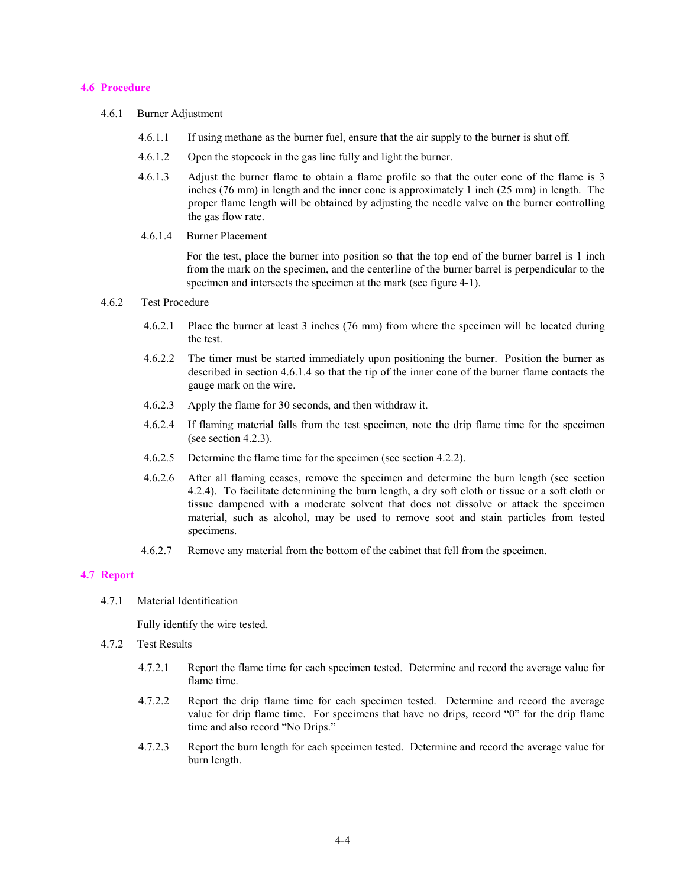## 4.6 Procedure

4.6.1 Burner Adjustment

4.6.1.1 If using methane as the burner fuel, ensure that the air supply to the burner is shut off.

4.6.1.2 Open the stopcock in the gas line fully and light the burner.

4.6.1.3 Adjust the burner flame to obtain a flame profile so that the outer cone of the flame is 3 inches (76 mm) in length and the inner cone is approximately 1 inch (25 mm) in length. The proper flame length will be obtained by adjusting the needle valve on the burner controlling the gas flow rate.

4.6.1.4 Burner Placement

For the test, place the burner into position so that the top end of the burner barrel is 1 inch from the mark on the specimen, and the centerline of the burner barrel is perpendicular to the specimen and intersects the specimen at the mark (see figure 4-1).

4.6.2 Test Procedure

4.6.2.1 Place the burner at least 3 inches (76 mm) from where the specimen will be located during the test.

4.6.2.2 The timer must be started immediately upon positioning the burner. Position the burner as described in section 4.6.1.4 so that the tip of the inner cone of the burner flame contacts the gauge mark on the wire.

4.6.2.3 Apply the flame for 30 seconds, and then withdraw it.

4.6.2.4 If flaming material falls from the test specimen, note the drip flame time for the specimen (see section 4.2.3).

4.6.2.5 Determine the flame time for the specimen (see section 4.2.2).

4.6.2.6 After all flaming ceases, remove the specimen and determine the burn length (see section 4.2.4). To facilitate determining the burn length, a dry soft cloth or tissue or a soft cloth or tissue dampened with a moderate solvent that does not dissolve or attack the specimen material, such as alcohol, may be used to remove soot and stain particles from tested specimens.

4.6.2.7 Remove any material from the bottom of the cabinet that fell from the specimen.

## 4.7 Report

4.7.1 Material Identification

Fully identify the wire tested.

4.7.2 Test Results

4.7.2.1 Report the flame time for each specimen tested. Determine and record the average value for flame time.

4.7.2.2 Report the drip flame time for each specimen tested. Determine and record the average value for drip flame time. For specimens that have no drips, record "0" for the drip flame time and also record "No Drips."

4.7.2.3 Report the burn length for each specimen tested. Determine and record the average value for burn length.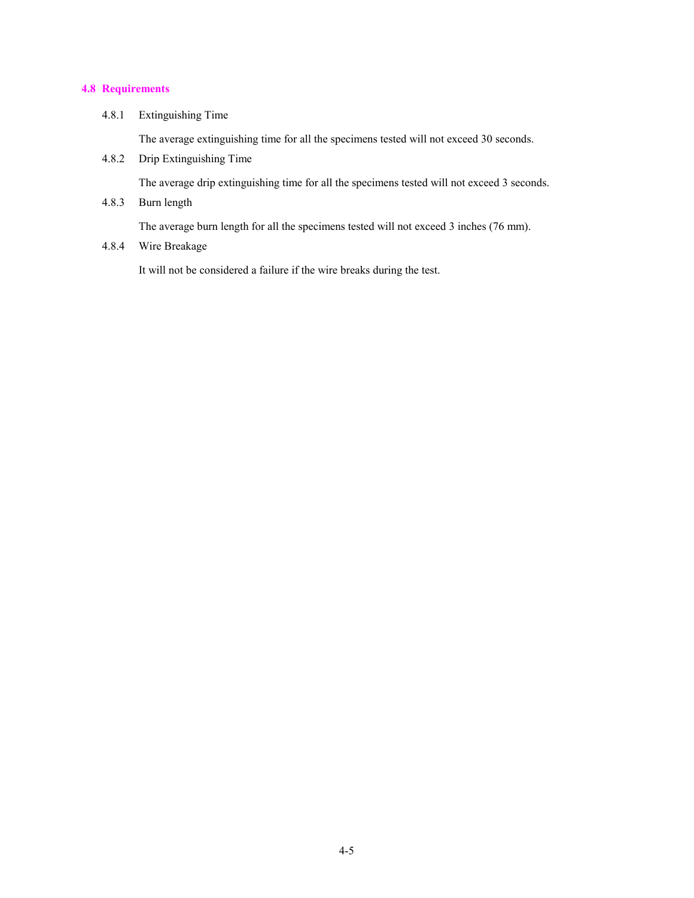## 4.8 Requirements

4.8.1 Extinguishing Time

The average extinguishing time for all the specimens tested will not exceed 30 seconds.

4.8.2 Drip Extinguishing Time

The average drip extinguishing time for all the specimens tested will not exceed 3 seconds.

4.8.3 Burn length

The average burn length for all the specimens tested will not exceed 3 inches (76 mm).

4.8.4 Wire Breakage

It will not be considered a failure if the wire breaks during the test.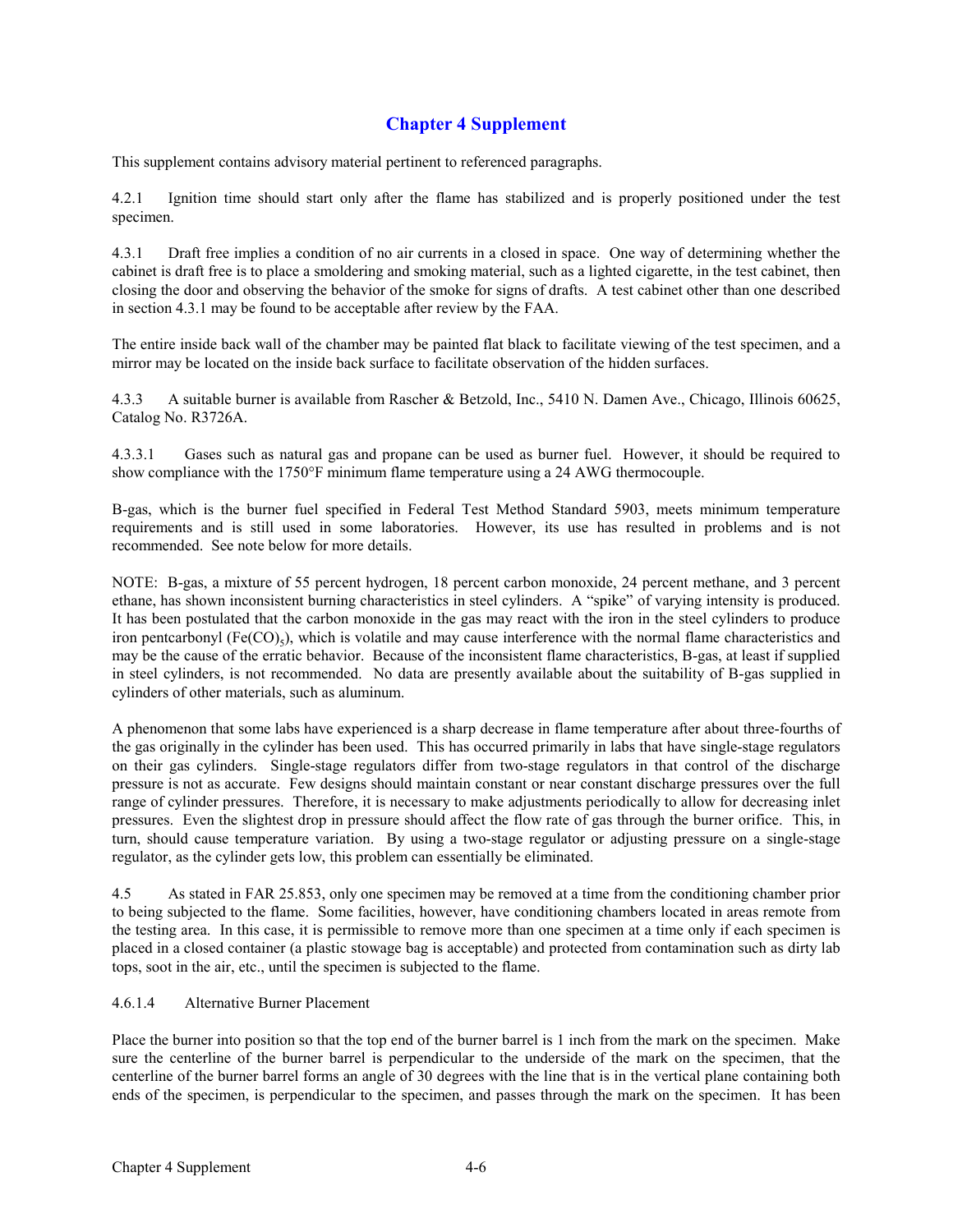# Chapter 4 Supplement

This supplement contains advisory material pertinent to referenced paragraphs.

4.2.1 Ignition time should start only after the flame has stabilized and is properly positioned under the test specimen.

4.3.1 Draft free implies a condition of no air currents in a closed in space. One way of determining whether the cabinet is draft free is to place a smoldering and smoking material, such as a lighted cigarette, in the test cabinet, then closing the door and observing the behavior of the smoke for signs of drafts. A test cabinet other than one described in section 4.3.1 may be found to be acceptable after review by the FAA.

The entire inside back wall of the chamber may be painted flat black to facilitate viewing of the test specimen, and a mirror may be located on the inside back surface to facilitate observation of the hidden surfaces.

4.3.3 A suitable burner is available from Rascher & Betzold, Inc., 5410 N. Damen Ave., Chicago, Illinois 60625, Catalog No. R3726A.

4.3.3.1 Gases such as natural gas and propane can be used as burner fuel. However, it should be required to show compliance with the 1750°F minimum flame temperature using a 24 AWG thermocouple.

B-gas, which is the burner fuel specified in Federal Test Method Standard 5903, meets minimum temperature requirements and is still used in some laboratories. However, its use has resulted in problems and is not recommended. See note below for more details.

NOTE: B-gas, a mixture of 55 percent hydrogen, 18 percent carbon monoxide, 24 percent methane, and 3 percent ethane, has shown inconsistent burning characteristics in steel cylinders. A "spike" of varying intensity is produced. It has been postulated that the carbon monoxide in the gas may react with the iron in the steel cylinders to produce iron pentcarbonyl ($Fe(CO)_5$), which is volatile and may cause interference with the normal flame characteristics and may be the cause of the erratic behavior. Because of the inconsistent flame characteristics, B-gas, at least if supplied in steel cylinders, is not recommended. No data are presently available about the suitability of B-gas supplied in cylinders of other materials, such as aluminum.

A phenomenon that some labs have experienced is a sharp decrease in flame temperature after about three-fourths of the gas originally in the cylinder has been used. This has occurred primarily in labs that have single-stage regulators on their gas cylinders. Single-stage regulators differ from two-stage regulators in that control of the discharge pressure is not as accurate. Few designs should maintain constant or near constant discharge pressures over the full range of cylinder pressures. Therefore, it is necessary to make adjustments periodically to allow for decreasing inlet pressures. Even the slightest drop in pressure should affect the flow rate of gas through the burner orifice. This, in turn, should cause temperature variation. By using a two-stage regulator or adjusting pressure on a single-stage regulator, as the cylinder gets low, this problem can essentially be eliminated.

4.5 As stated in FAR 25.853, only one specimen may be removed at a time from the conditioning chamber prior to being subjected to the flame. Some facilities, however, have conditioning chambers located in areas remote from the testing area. In this case, it is permissible to remove more than one specimen at a time only if each specimen is placed in a closed container (a plastic stowage bag is acceptable) and protected from contamination such as dirty lab tops, soot in the air, etc., until the specimen is subjected to the flame.

4.6.1.4 Alternative Burner Placement

Place the burner into position so that the top end of the burner barrel is 1 inch from the mark on the specimen. Make sure the centerline of the burner barrel is perpendicular to the underside of the mark on the specimen, that the centerline of the burner barrel forms an angle of 30 degrees with the line that is in the vertical plane containing both ends of the specimen, is perpendicular to the specimen, and passes through the mark on the specimen. It has been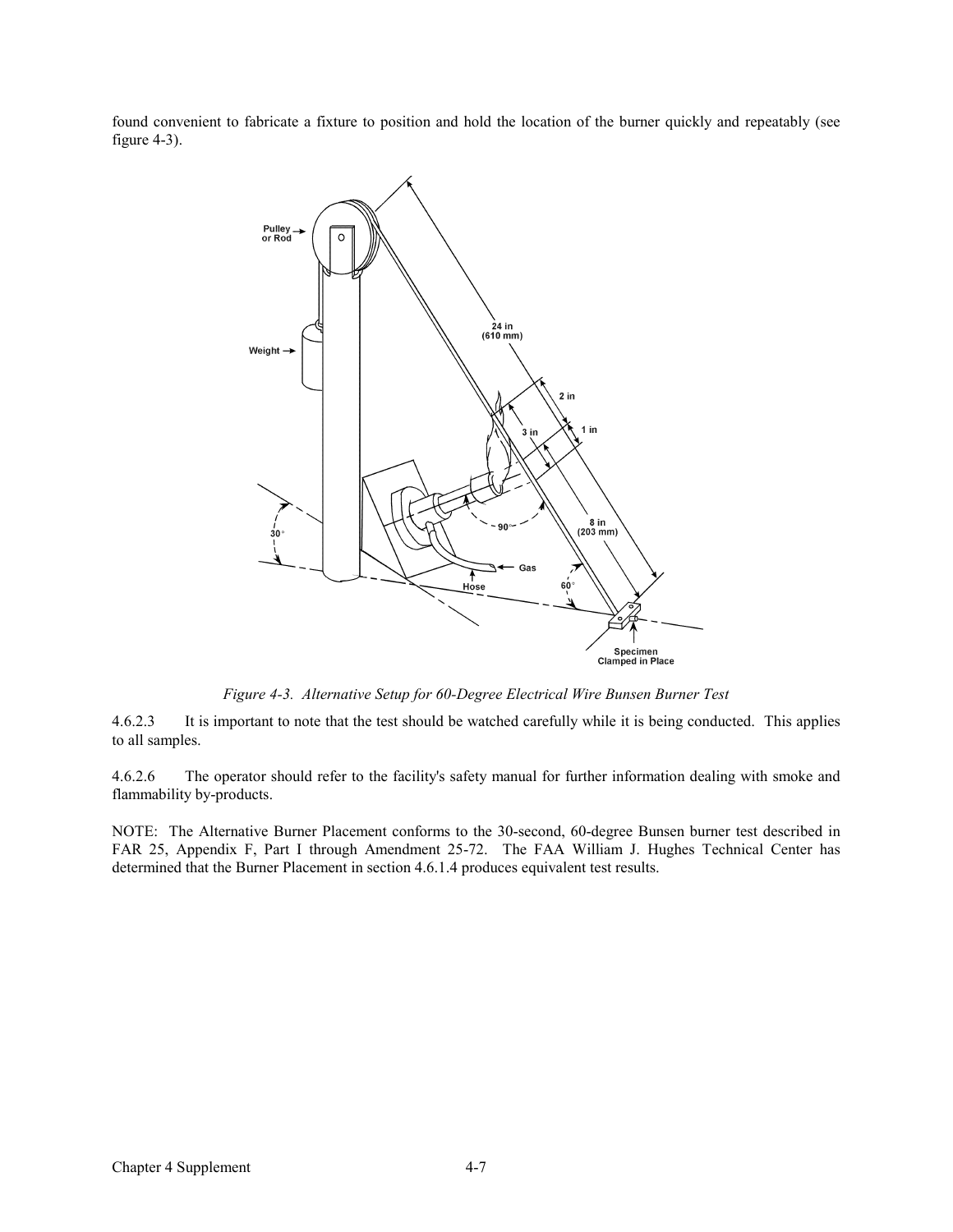found convenient to fabricate a fixture to position and hold the location of the burner quickly and repeatably (see figure 4-3).

Pulley or Rod

Weight

24 in (610 mm)

2 in

3 in

1 in

8 in (203 mm)

90°

30°

60°

Gas

Hose

Specimen Clamped in Place

*Figure 4-3. Alternative Setup for 60-Degree Electrical Wire Bunsen Burner Test*

4.6.2.3 It is important to note that the test should be watched carefully while it is being conducted. This applies to all samples.

4.6.2.6 The operator should refer to the facility's safety manual for further information dealing with smoke and flammability by-products.

NOTE: The Alternative Burner Placement conforms to the 30-second, 60-degree Bunsen burner test described in FAR 25, Appendix F, Part I through Amendment 25-72. The FAA William J. Hughes Technical Center has determined that the Burner Placement in section 4.6.1.4 produces equivalent test results.